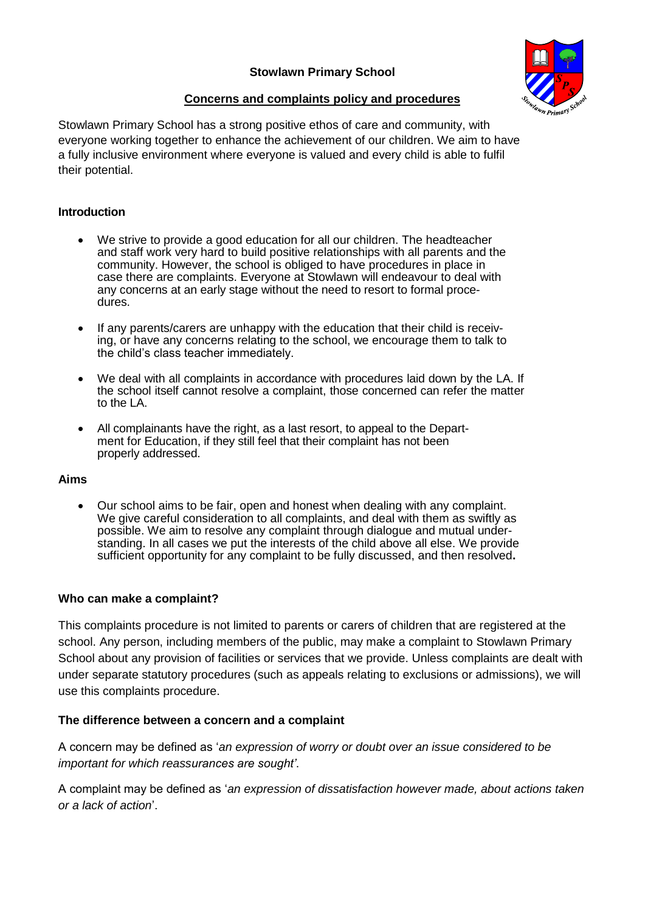# Stowlawn Primary School

## Concerns and complaints policy and procedures

Stowlawn Primary School has a strong positive ethos of care and community, with everyone working together to enhance the achievement of our children. We aim to have a fully inclusive environment where everyone is valued and every child is able to fulfil their potential.

### Introduction

- We strive to provide a good education for all our children. The headteacher and staff work very hard to build positive relationships with all parents and the community. However, the school is obliged to have procedures in place in case there are complaints. Everyone at Stowlawn will endeavour to deal with any concerns at an early stage without the need to resort to formal procedures.
- If any parents/carers are unhappy with the education that their child is receiving, or have any concerns relating to the school, we encourage them to talk to the child's class teacher immediately.
- We deal with all complaints in accordance with procedures laid down by the LA. If the school itself cannot resolve a complaint, those concerned can refer the matter to the LA.
- All complainants have the right, as a last resort, to appeal to the Department for Education, if they still feel that their complaint has not been properly addressed.

### Aims

- Our school aims to be fair, open and honest when dealing with any complaint. We give careful consideration to all complaints, and deal with them as swiftly as possible. We aim to resolve any complaint through dialogue and mutual understanding. In all cases we put the interests of the child above all else. We provide sufficient opportunity for any complaint to be fully discussed, and then resolved**.**

### Who can make a complaint?

This complaints procedure is not limited to parents or carers of children that are registered at the school. Any person, including members of the public, may make a complaint to Stowlawn Primary School about any provision of facilities or services that we provide. Unless complaints are dealt with under separate statutory procedures (such as appeals relating to exclusions or admissions), we will use this complaints procedure.

### The difference between a concern and a complaint

A concern may be defined as '*an expression of worry or doubt over an issue considered to be important for which reassurances are sought'.*

A complaint may be defined as '*an expression of dissatisfaction however made, about actions taken or a lack of action*'.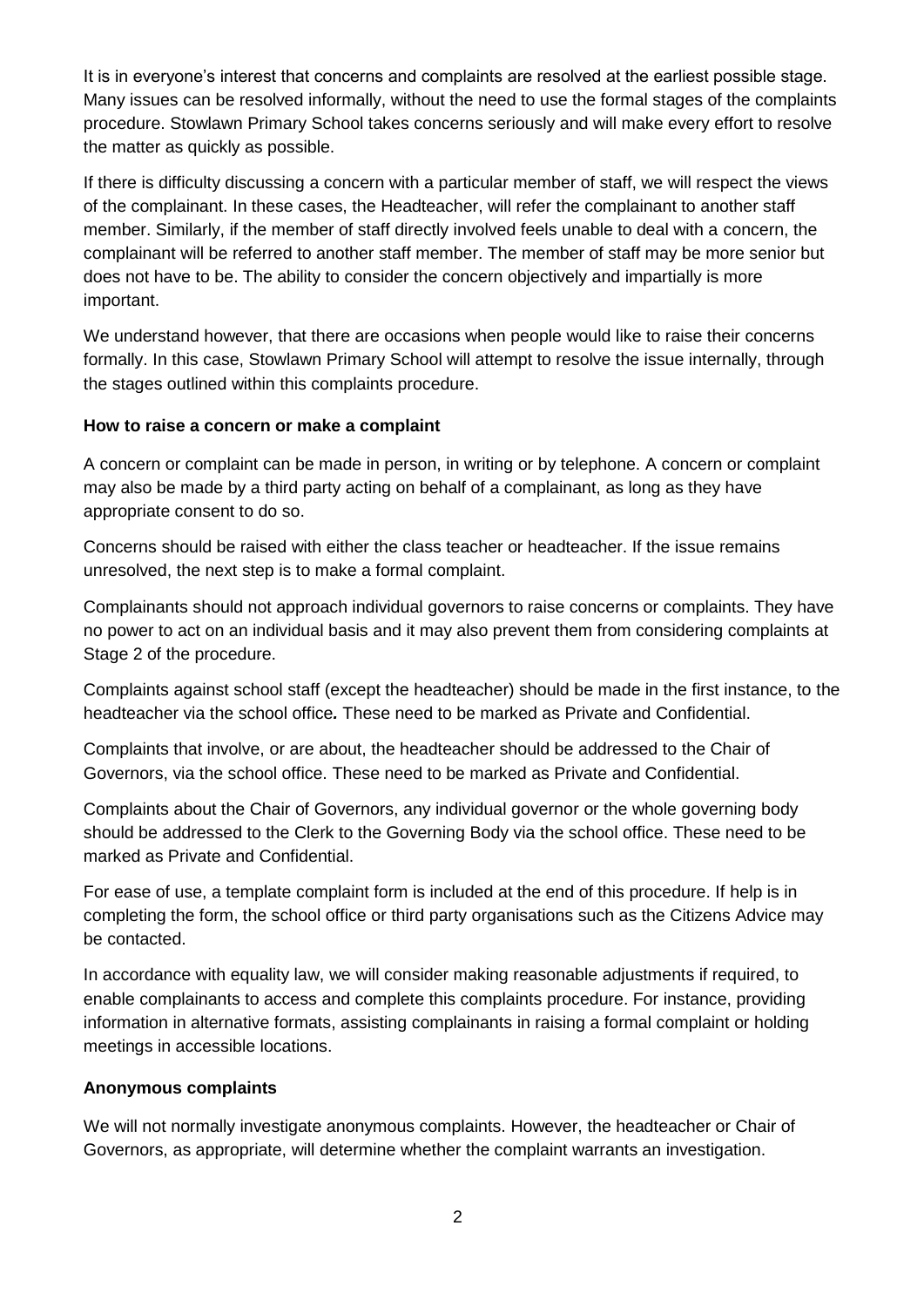It is in everyone's interest that concerns and complaints are resolved at the earliest possible stage. Many issues can be resolved informally, without the need to use the formal stages of the complaints procedure. Stowlawn Primary School takes concerns seriously and will make every effort to resolve the matter as quickly as possible.

If there is difficulty discussing a concern with a particular member of staff, we will respect the views of the complainant. In these cases, the Headteacher, will refer the complainant to another staff member. Similarly, if the member of staff directly involved feels unable to deal with a concern, the complainant will be referred to another staff member. The member of staff may be more senior but does not have to be. The ability to consider the concern objectively and impartially is more important.

We understand however, that there are occasions when people would like to raise their concerns formally. In this case, Stowlawn Primary School will attempt to resolve the issue internally, through the stages outlined within this complaints procedure.

**How to raise a concern or make a complaint**

A concern or complaint can be made in person, in writing or by telephone. A concern or complaint may also be made by a third party acting on behalf of a complainant, as long as they have appropriate consent to do so.

Concerns should be raised with either the class teacher or headteacher. If the issue remains unresolved, the next step is to make a formal complaint.

Complainants should not approach individual governors to raise concerns or complaints. They have no power to act on an individual basis and it may also prevent them from considering complaints at Stage 2 of the procedure.

Complaints against school staff (except the headteacher) should be made in the first instance, to the headteacher via the school office*.* These need to be marked as Private and Confidential.

Complaints that involve, or are about, the headteacher should be addressed to the Chair of Governors, via the school office. These need to be marked as Private and Confidential.

Complaints about the Chair of Governors, any individual governor or the whole governing body should be addressed to the Clerk to the Governing Body via the school office. These need to be marked as Private and Confidential.

For ease of use, a template complaint form is included at the end of this procedure. If help is in completing the form, the school office or third party organisations such as the Citizens Advice may be contacted.

In accordance with equality law, we will consider making reasonable adjustments if required, to enable complainants to access and complete this complaints procedure. For instance, providing information in alternative formats, assisting complainants in raising a formal complaint or holding meetings in accessible locations.

**Anonymous complaints**

We will not normally investigate anonymous complaints. However, the headteacher or Chair of Governors, as appropriate, will determine whether the complaint warrants an investigation.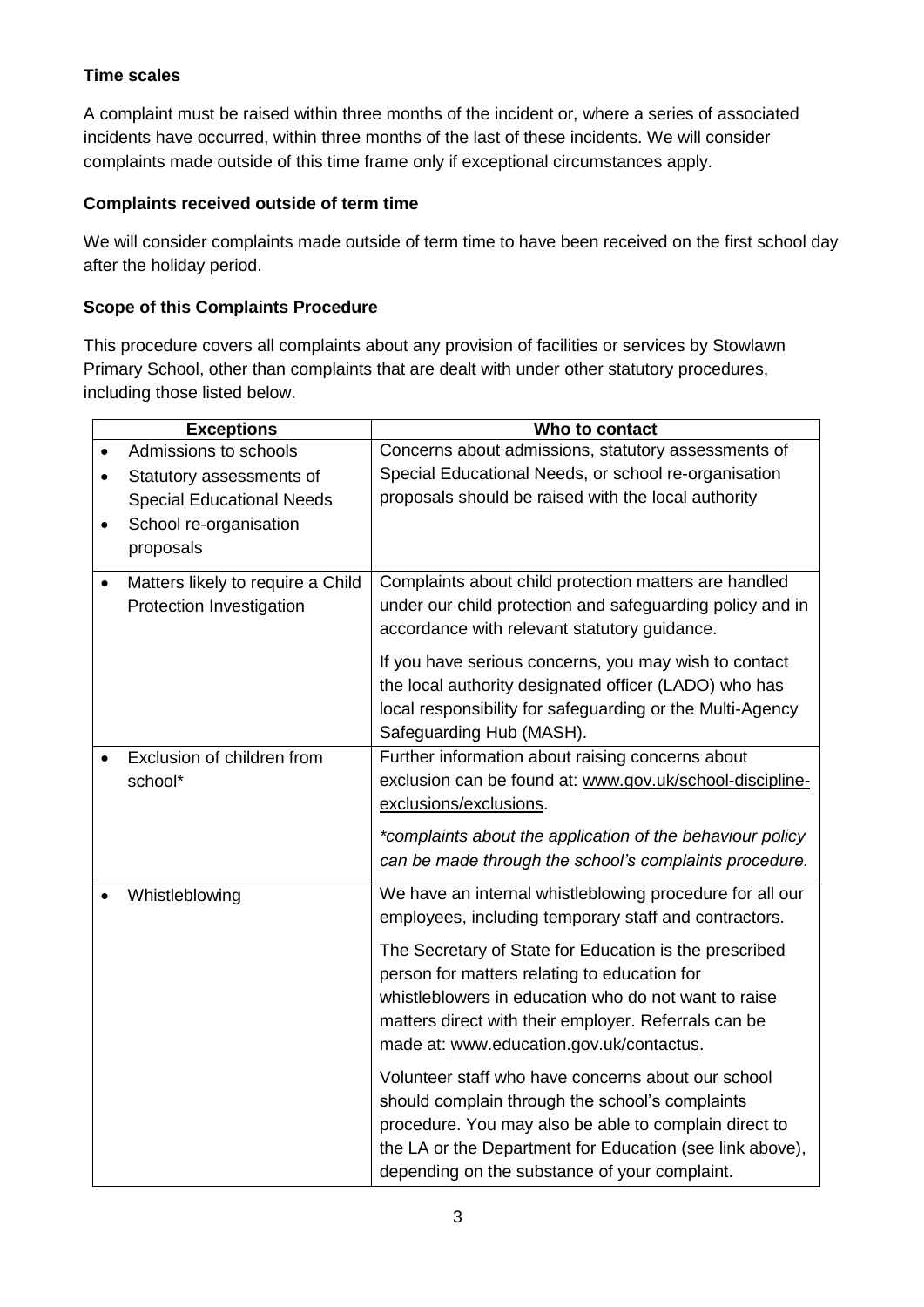**Time scales**

A complaint must be raised within three months of the incident or, where a series of associated incidents have occurred, within three months of the last of these incidents. We will consider complaints made outside of this time frame only if exceptional circumstances apply.

**Complaints received outside of term time**

We will consider complaints made outside of term time to have been received on the first school day after the holiday period.

**Scope of this Complaints Procedure**

This procedure covers all complaints about any provision of facilities or services by Stowlawn Primary School, other than complaints that are dealt with under other statutory procedures, including those listed below.

| Exceptions | Who to contact |
|---|---|
| • Admissions to schools<br>• Statutory assessments of Special Educational Needs<br>• School re-organisation proposals | Concerns about admissions, statutory assessments of Special Educational Needs, or school re-organisation proposals should be raised with the local authority |
| • Matters likely to require a Child Protection Investigation | Complaints about child protection matters are handled under our child protection and safeguarding policy and in accordance with relevant statutory guidance.<br><br>If you have serious concerns, you may wish to contact the local authority designated officer (LADO) who has local responsibility for safeguarding or the Multi-Agency Safeguarding Hub (MASH). |
| • Exclusion of children from school* | Further information about raising concerns about exclusion can be found at: www.gov.uk/school-discipline-exclusions/exclusions.<br><br>*\*complaints about the application of the behaviour policy can be made through the school's complaints procedure.* |
| • Whistleblowing | We have an internal whistleblowing procedure for all our employees, including temporary staff and contractors.<br><br>The Secretary of State for Education is the prescribed person for matters relating to education for whistleblowers in education who do not want to raise matters direct with their employer. Referrals can be made at: www.education.gov.uk/contactus.<br><br>Volunteer staff who have concerns about our school should complain through the school's complaints procedure. You may also be able to complain direct to the LA or the Department for Education (see link above), depending on the substance of your complaint. |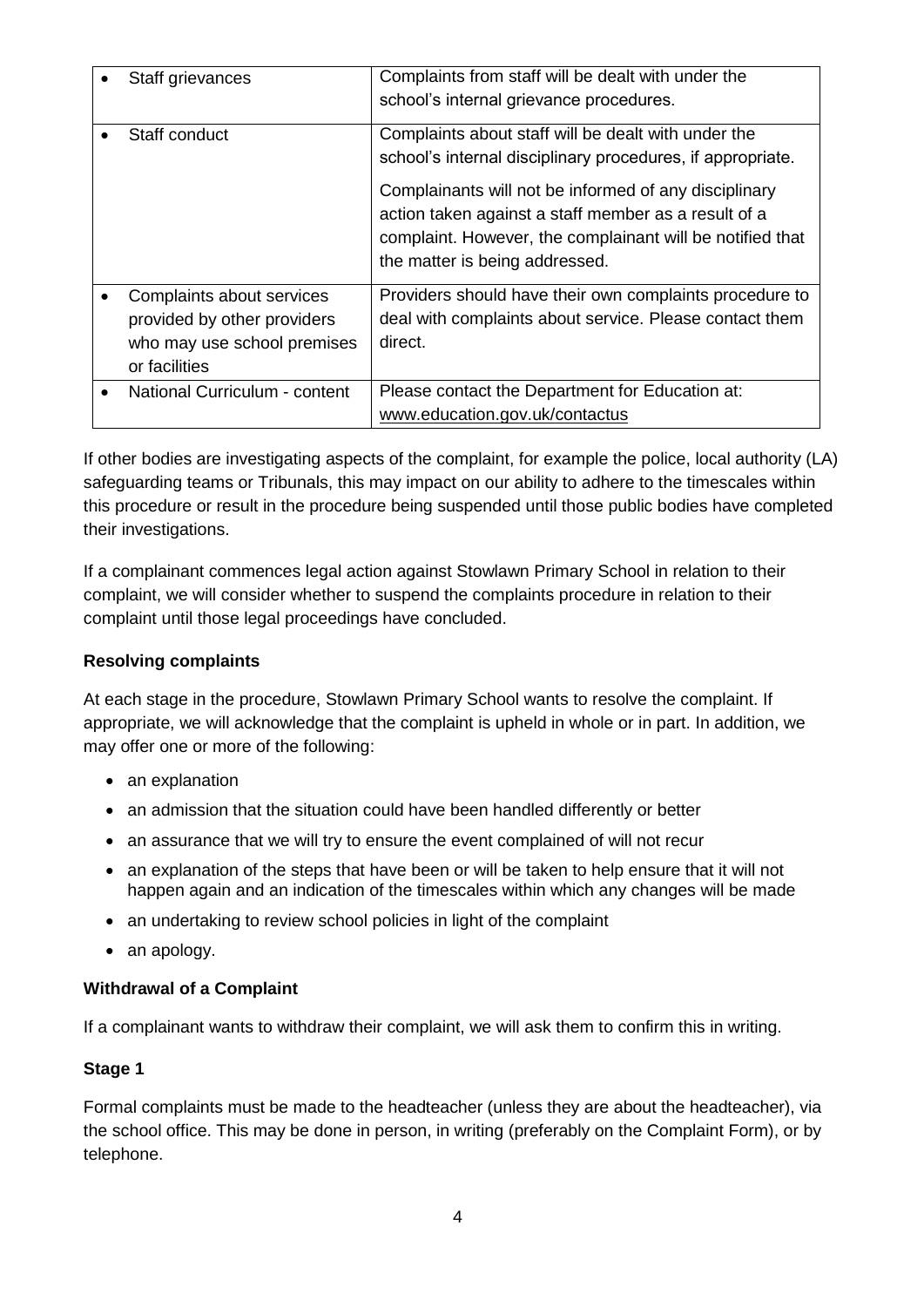| | |
|---|---|
| • Staff grievances | Complaints from staff will be dealt with under the school's internal grievance procedures. |
| • Staff conduct | Complaints about staff will be dealt with under the school's internal disciplinary procedures, if appropriate.<br><br>Complainants will not be informed of any disciplinary action taken against a staff member as a result of a complaint. However, the complainant will be notified that the matter is being addressed. |
| • Complaints about services provided by other providers who may use school premises or facilities | Providers should have their own complaints procedure to deal with complaints about service. Please contact them direct. |
| • National Curriculum - content | Please contact the Department for Education at: www.education.gov.uk/contactus |

If other bodies are investigating aspects of the complaint, for example the police, local authority (LA) safeguarding teams or Tribunals, this may impact on our ability to adhere to the timescales within this procedure or result in the procedure being suspended until those public bodies have completed their investigations.

If a complainant commences legal action against Stowlawn Primary School in relation to their complaint, we will consider whether to suspend the complaints procedure in relation to their complaint until those legal proceedings have concluded.

**Resolving complaints**

At each stage in the procedure, Stowlawn Primary School wants to resolve the complaint. If appropriate, we will acknowledge that the complaint is upheld in whole or in part. In addition, we may offer one or more of the following:

- an explanation
- an admission that the situation could have been handled differently or better
- an assurance that we will try to ensure the event complained of will not recur
- an explanation of the steps that have been or will be taken to help ensure that it will not happen again and an indication of the timescales within which any changes will be made
- an undertaking to review school policies in light of the complaint
- an apology.

**Withdrawal of a Complaint**

If a complainant wants to withdraw their complaint, we will ask them to confirm this in writing.

**Stage 1**

Formal complaints must be made to the headteacher (unless they are about the headteacher), via the school office. This may be done in person, in writing (preferably on the Complaint Form), or by telephone.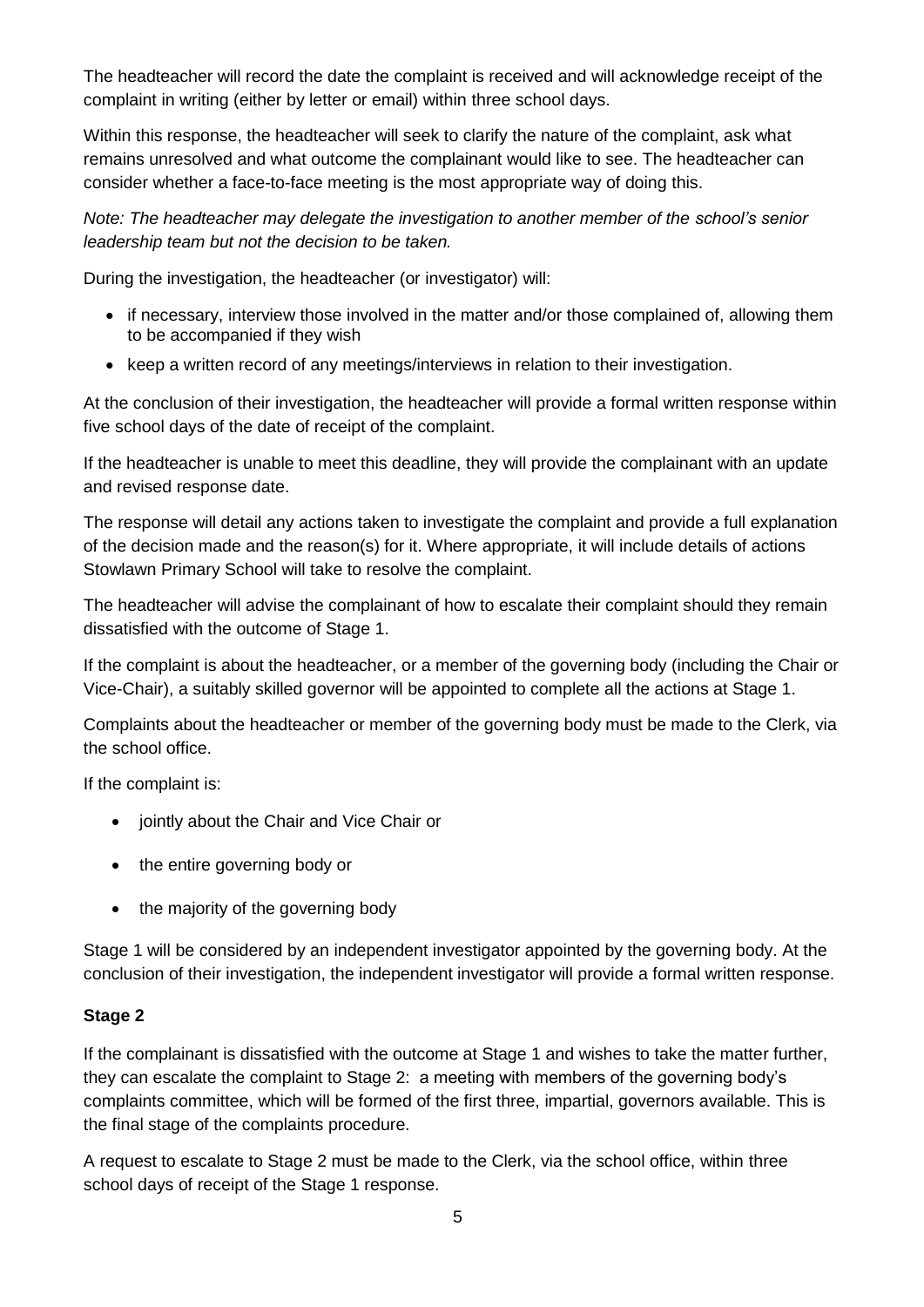The headteacher will record the date the complaint is received and will acknowledge receipt of the complaint in writing (either by letter or email) within three school days.

Within this response, the headteacher will seek to clarify the nature of the complaint, ask what remains unresolved and what outcome the complainant would like to see. The headteacher can consider whether a face-to-face meeting is the most appropriate way of doing this.

*Note: The headteacher may delegate the investigation to another member of the school's senior leadership team but not the decision to be taken.*

During the investigation, the headteacher (or investigator) will:

- if necessary, interview those involved in the matter and/or those complained of, allowing them to be accompanied if they wish
- keep a written record of any meetings/interviews in relation to their investigation.

At the conclusion of their investigation, the headteacher will provide a formal written response within five school days of the date of receipt of the complaint.

If the headteacher is unable to meet this deadline, they will provide the complainant with an update and revised response date.

The response will detail any actions taken to investigate the complaint and provide a full explanation of the decision made and the reason(s) for it. Where appropriate, it will include details of actions Stowlawn Primary School will take to resolve the complaint.

The headteacher will advise the complainant of how to escalate their complaint should they remain dissatisfied with the outcome of Stage 1.

If the complaint is about the headteacher, or a member of the governing body (including the Chair or Vice-Chair), a suitably skilled governor will be appointed to complete all the actions at Stage 1.

Complaints about the headteacher or member of the governing body must be made to the Clerk, via the school office.

If the complaint is:

- jointly about the Chair and Vice Chair or
- the entire governing body or
- the majority of the governing body

Stage 1 will be considered by an independent investigator appointed by the governing body. At the conclusion of their investigation, the independent investigator will provide a formal written response.

**Stage 2**

If the complainant is dissatisfied with the outcome at Stage 1 and wishes to take the matter further, they can escalate the complaint to Stage 2: a meeting with members of the governing body's complaints committee, which will be formed of the first three, impartial, governors available. This is the final stage of the complaints procedure.

A request to escalate to Stage 2 must be made to the Clerk, via the school office, within three school days of receipt of the Stage 1 response.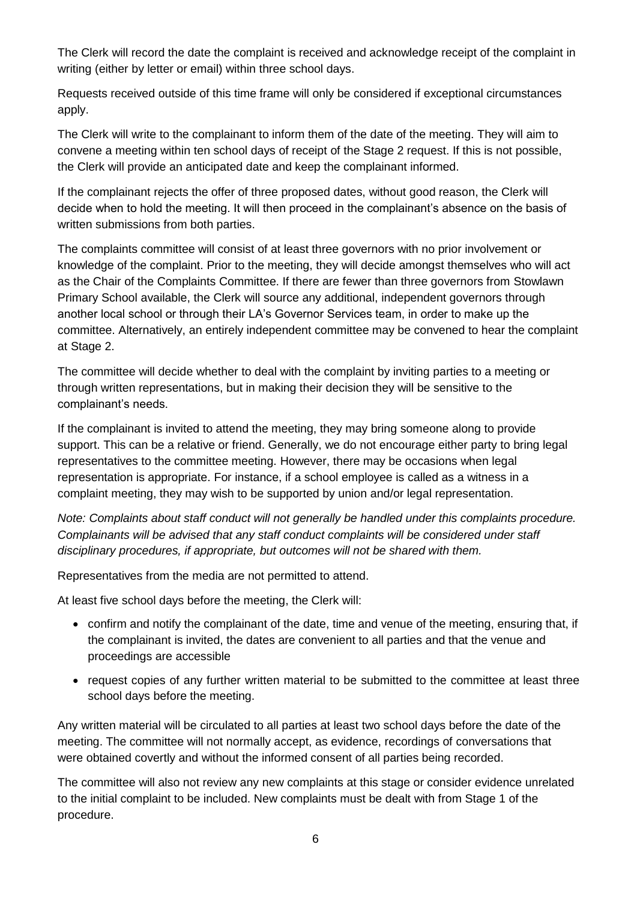The Clerk will record the date the complaint is received and acknowledge receipt of the complaint in writing (either by letter or email) within three school days.

Requests received outside of this time frame will only be considered if exceptional circumstances apply.

The Clerk will write to the complainant to inform them of the date of the meeting. They will aim to convene a meeting within ten school days of receipt of the Stage 2 request. If this is not possible, the Clerk will provide an anticipated date and keep the complainant informed.

If the complainant rejects the offer of three proposed dates, without good reason, the Clerk will decide when to hold the meeting. It will then proceed in the complainant's absence on the basis of written submissions from both parties.

The complaints committee will consist of at least three governors with no prior involvement or knowledge of the complaint. Prior to the meeting, they will decide amongst themselves who will act as the Chair of the Complaints Committee. If there are fewer than three governors from Stowlawn Primary School available, the Clerk will source any additional, independent governors through another local school or through their LA's Governor Services team, in order to make up the committee. Alternatively, an entirely independent committee may be convened to hear the complaint at Stage 2.

The committee will decide whether to deal with the complaint by inviting parties to a meeting or through written representations, but in making their decision they will be sensitive to the complainant's needs.

If the complainant is invited to attend the meeting, they may bring someone along to provide support. This can be a relative or friend. Generally, we do not encourage either party to bring legal representatives to the committee meeting. However, there may be occasions when legal representation is appropriate. For instance, if a school employee is called as a witness in a complaint meeting, they may wish to be supported by union and/or legal representation.

*Note: Complaints about staff conduct will not generally be handled under this complaints procedure. Complainants will be advised that any staff conduct complaints will be considered under staff disciplinary procedures, if appropriate, but outcomes will not be shared with them.*

Representatives from the media are not permitted to attend.

At least five school days before the meeting, the Clerk will:

- confirm and notify the complainant of the date, time and venue of the meeting, ensuring that, if the complainant is invited, the dates are convenient to all parties and that the venue and proceedings are accessible
- request copies of any further written material to be submitted to the committee at least three school days before the meeting.

Any written material will be circulated to all parties at least two school days before the date of the meeting. The committee will not normally accept, as evidence, recordings of conversations that were obtained covertly and without the informed consent of all parties being recorded.

The committee will also not review any new complaints at this stage or consider evidence unrelated to the initial complaint to be included. New complaints must be dealt with from Stage 1 of the procedure.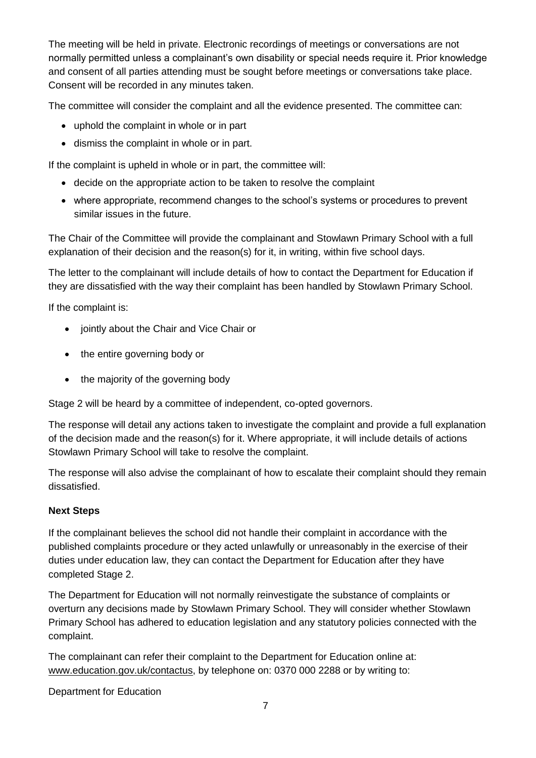The meeting will be held in private. Electronic recordings of meetings or conversations are not normally permitted unless a complainant's own disability or special needs require it. Prior knowledge and consent of all parties attending must be sought before meetings or conversations take place. Consent will be recorded in any minutes taken.

The committee will consider the complaint and all the evidence presented. The committee can:

- uphold the complaint in whole or in part
- dismiss the complaint in whole or in part.

If the complaint is upheld in whole or in part, the committee will:

- decide on the appropriate action to be taken to resolve the complaint
- where appropriate, recommend changes to the school's systems or procedures to prevent similar issues in the future.

The Chair of the Committee will provide the complainant and Stowlawn Primary School with a full explanation of their decision and the reason(s) for it, in writing, within five school days.

The letter to the complainant will include details of how to contact the Department for Education if they are dissatisfied with the way their complaint has been handled by Stowlawn Primary School.

If the complaint is:

- jointly about the Chair and Vice Chair or
- the entire governing body or
- the majority of the governing body

Stage 2 will be heard by a committee of independent, co-opted governors.

The response will detail any actions taken to investigate the complaint and provide a full explanation of the decision made and the reason(s) for it. Where appropriate, it will include details of actions Stowlawn Primary School will take to resolve the complaint.

The response will also advise the complainant of how to escalate their complaint should they remain dissatisfied.

**Next Steps**

If the complainant believes the school did not handle their complaint in accordance with the published complaints procedure or they acted unlawfully or unreasonably in the exercise of their duties under education law, they can contact the Department for Education after they have completed Stage 2.

The Department for Education will not normally reinvestigate the substance of complaints or overturn any decisions made by Stowlawn Primary School. They will consider whether Stowlawn Primary School has adhered to education legislation and any statutory policies connected with the complaint.

The complainant can refer their complaint to the Department for Education online at: www.education.gov.uk/contactus, by telephone on: 0370 000 2288 or by writing to:

Department for Education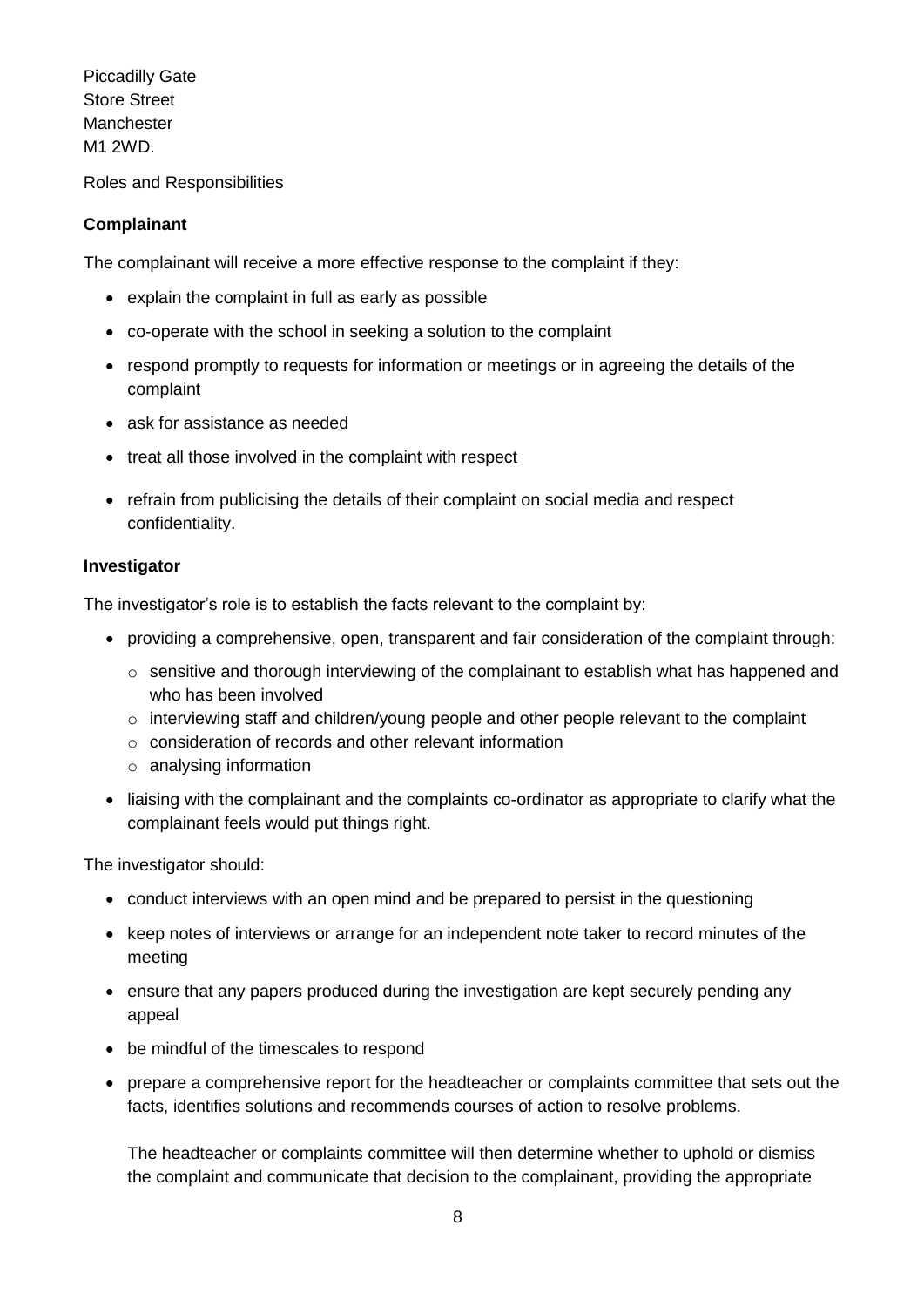Piccadilly Gate
Store Street
Manchester
M1 2WD.

Roles and Responsibilities

**Complainant**

The complainant will receive a more effective response to the complaint if they:

- explain the complaint in full as early as possible
- co-operate with the school in seeking a solution to the complaint
- respond promptly to requests for information or meetings or in agreeing the details of the complaint
- ask for assistance as needed
- treat all those involved in the complaint with respect
- refrain from publicising the details of their complaint on social media and respect confidentiality.

**Investigator**

The investigator's role is to establish the facts relevant to the complaint by:

- providing a comprehensive, open, transparent and fair consideration of the complaint through:
  - sensitive and thorough interviewing of the complainant to establish what has happened and who has been involved
  - interviewing staff and children/young people and other people relevant to the complaint
  - consideration of records and other relevant information
  - analysing information
- liaising with the complainant and the complaints co-ordinator as appropriate to clarify what the complainant feels would put things right.

The investigator should:

- conduct interviews with an open mind and be prepared to persist in the questioning
- keep notes of interviews or arrange for an independent note taker to record minutes of the meeting
- ensure that any papers produced during the investigation are kept securely pending any appeal
- be mindful of the timescales to respond
- prepare a comprehensive report for the headteacher or complaints committee that sets out the facts, identifies solutions and recommends courses of action to resolve problems.

  The headteacher or complaints committee will then determine whether to uphold or dismiss the complaint and communicate that decision to the complainant, providing the appropriate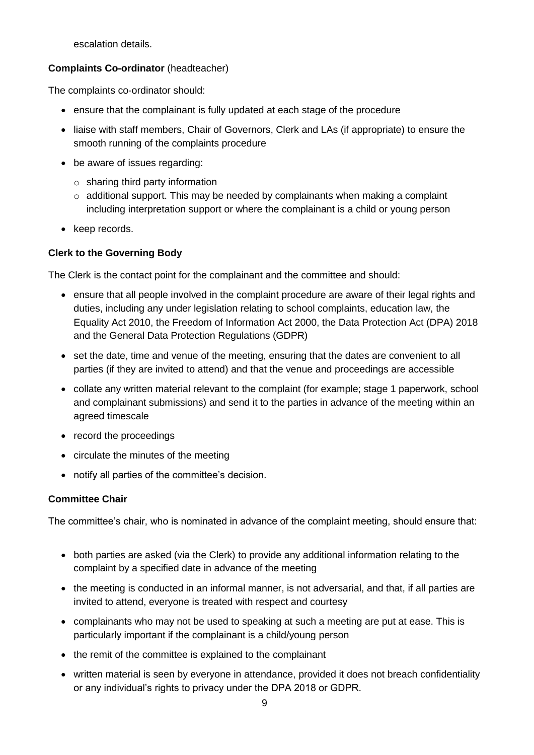escalation details.

**Complaints Co-ordinator** (headteacher)

The complaints co-ordinator should:

- ensure that the complainant is fully updated at each stage of the procedure
- liaise with staff members, Chair of Governors, Clerk and LAs (if appropriate) to ensure the smooth running of the complaints procedure
- be aware of issues regarding:
  - sharing third party information
  - additional support. This may be needed by complainants when making a complaint including interpretation support or where the complainant is a child or young person
- keep records.

**Clerk to the Governing Body**

The Clerk is the contact point for the complainant and the committee and should:

- ensure that all people involved in the complaint procedure are aware of their legal rights and duties, including any under legislation relating to school complaints, education law, the Equality Act 2010, the Freedom of Information Act 2000, the Data Protection Act (DPA) 2018 and the General Data Protection Regulations (GDPR)
- set the date, time and venue of the meeting, ensuring that the dates are convenient to all parties (if they are invited to attend) and that the venue and proceedings are accessible
- collate any written material relevant to the complaint (for example; stage 1 paperwork, school and complainant submissions) and send it to the parties in advance of the meeting within an agreed timescale
- record the proceedings
- circulate the minutes of the meeting
- notify all parties of the committee's decision.

**Committee Chair**

The committee's chair, who is nominated in advance of the complaint meeting, should ensure that:

- both parties are asked (via the Clerk) to provide any additional information relating to the complaint by a specified date in advance of the meeting
- the meeting is conducted in an informal manner, is not adversarial, and that, if all parties are invited to attend, everyone is treated with respect and courtesy
- complainants who may not be used to speaking at such a meeting are put at ease. This is particularly important if the complainant is a child/young person
- the remit of the committee is explained to the complainant
- written material is seen by everyone in attendance, provided it does not breach confidentiality or any individual's rights to privacy under the DPA 2018 or GDPR.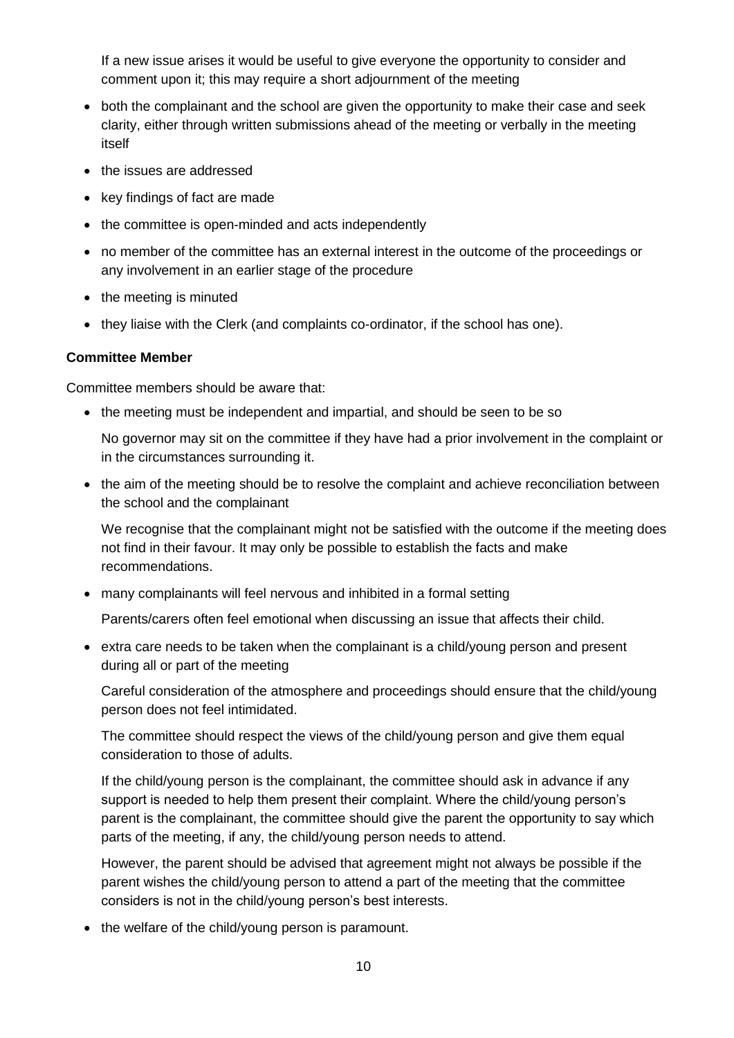If a new issue arises it would be useful to give everyone the opportunity to consider and comment upon it; this may require a short adjournment of the meeting

- both the complainant and the school are given the opportunity to make their case and seek clarity, either through written submissions ahead of the meeting or verbally in the meeting itself
- the issues are addressed
- key findings of fact are made
- the committee is open-minded and acts independently
- no member of the committee has an external interest in the outcome of the proceedings or any involvement in an earlier stage of the procedure
- the meeting is minuted
- they liaise with the Clerk (and complaints co-ordinator, if the school has one).

**Committee Member**

Committee members should be aware that:

- the meeting must be independent and impartial, and should be seen to be so

  No governor may sit on the committee if they have had a prior involvement in the complaint or in the circumstances surrounding it.

- the aim of the meeting should be to resolve the complaint and achieve reconciliation between the school and the complainant

  We recognise that the complainant might not be satisfied with the outcome if the meeting does not find in their favour. It may only be possible to establish the facts and make recommendations.

- many complainants will feel nervous and inhibited in a formal setting

  Parents/carers often feel emotional when discussing an issue that affects their child.

- extra care needs to be taken when the complainant is a child/young person and present during all or part of the meeting

  Careful consideration of the atmosphere and proceedings should ensure that the child/young person does not feel intimidated.

  The committee should respect the views of the child/young person and give them equal consideration to those of adults.

  If the child/young person is the complainant, the committee should ask in advance if any support is needed to help them present their complaint. Where the child/young person's parent is the complainant, the committee should give the parent the opportunity to say which parts of the meeting, if any, the child/young person needs to attend.

  However, the parent should be advised that agreement might not always be possible if the parent wishes the child/young person to attend a part of the meeting that the committee considers is not in the child/young person's best interests.

- the welfare of the child/young person is paramount.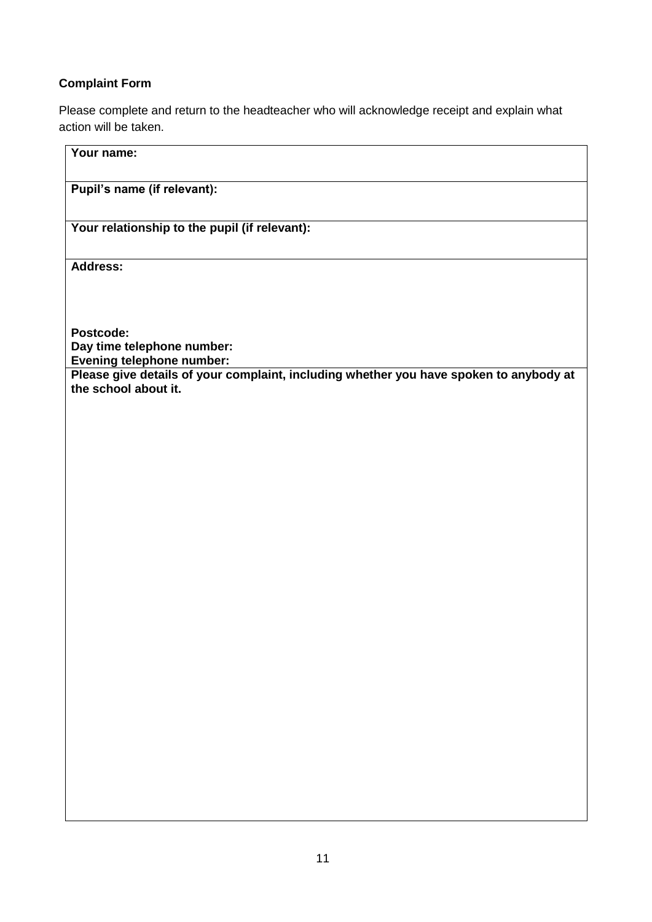**Complaint Form**

Please complete and return to the headteacher who will acknowledge receipt and explain what action will be taken.

| **Your name:** |
|---|
| **Pupil's name (if relevant):** |
| **Your relationship to the pupil (if relevant):** |
| **Address:**<br><br><br>**Postcode:**<br>**Day time telephone number:**<br>**Evening telephone number:** |
| **Please give details of your complaint, including whether you have spoken to anybody at the school about it.** |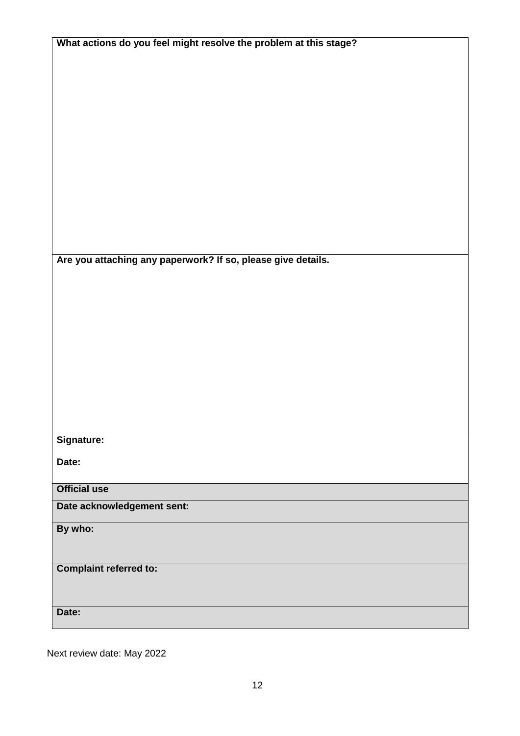| |
|---|
| **What actions do you feel might resolve the problem at this stage?** |
| **Are you attaching any paperwork? If so, please give details.** |
| **Signature:**<br><br>**Date:** |
| **Official use** |
| **Date acknowledgement sent:** |
| **By who:** |
| **Complaint referred to:** |
| **Date:** |

Next review date: May 2022